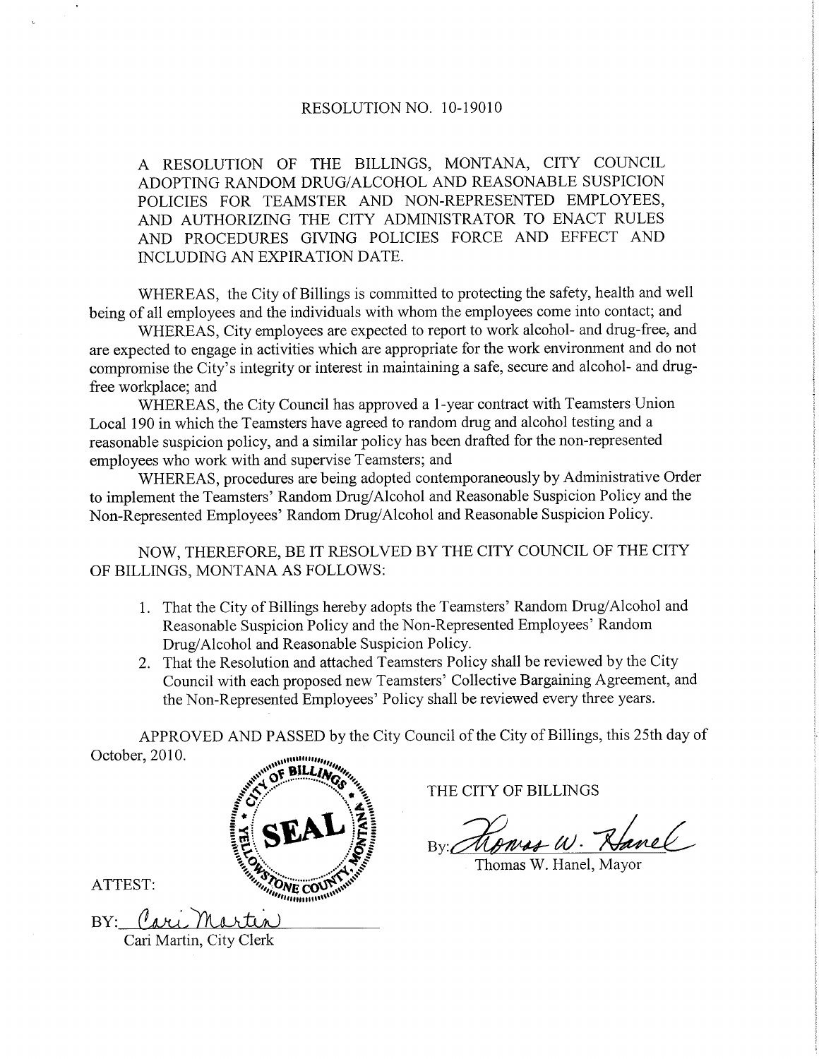RESOLUTION NO. 10-19010

A RESOLUTION OF THE BILLINGS, MONTANA, CITY COUNCIL ADOPTING RANDOM DRUG/ALCOHOL AND REASONABLE SUSPICION POLICIES FOR TEAMSTER AND NON-REPRESENTED EMPLOYEES, AND AUTHORIZING THE CITY ADMINISTRATOR TO ENACT RULES AND PROCEDURES GIVING POLICIES FORCE AND EFFECT AND INCLUDING AN EXPIRATION DATE.

WHEREAS, the City of Billings is committed to protecting the safety, health and well being of all employees and the individuals with whom the employees come into contact; and

WHEREAS, City employees are expected to report to work alcohol- and drug-free, and are expected to engage in activities which are appropriate for the work environment and do not compromise the City's integrity or interest in maintaining a safe, secure and alcohol- and drug-free workplace; and

WHEREAS, the City Council has approved a 1-year contract with Teamsters Union Local 190 in which the Teamsters have agreed to random drug and alcohol testing and a reasonable suspicion policy, and a similar policy has been drafted for the non-represented employees who work with and supervise Teamsters; and

WHEREAS, procedures are being adopted contemporaneously by Administrative Order to implement the Teamsters' Random Drug/Alcohol and Reasonable Suspicion Policy and the Non-Represented Employees' Random Drug/Alcohol and Reasonable Suspicion Policy.

NOW, THEREFORE, BE IT RESOLVED BY THE CITY COUNCIL OF THE CITY OF BILLINGS, MONTANA AS FOLLOWS:

1. That the City of Billings hereby adopts the Teamsters' Random Drug/Alcohol and Reasonable Suspicion Policy and the Non-Represented Employees' Random Drug/Alcohol and Reasonable Suspicion Policy.
2. That the Resolution and attached Teamsters Policy shall be reviewed by the City Council with each proposed new Teamsters' Collective Bargaining Agreement, and the Non-Represented Employees' Policy shall be reviewed every three years.

APPROVED AND PASSED by the City Council of the City of Billings, this 25th day of October, 2010.

THE CITY OF BILLINGS

By: Thomas W. Hanel

Thomas W. Hanel, Mayor

ATTEST:

BY: Cari Martin

Cari Martin, City Clerk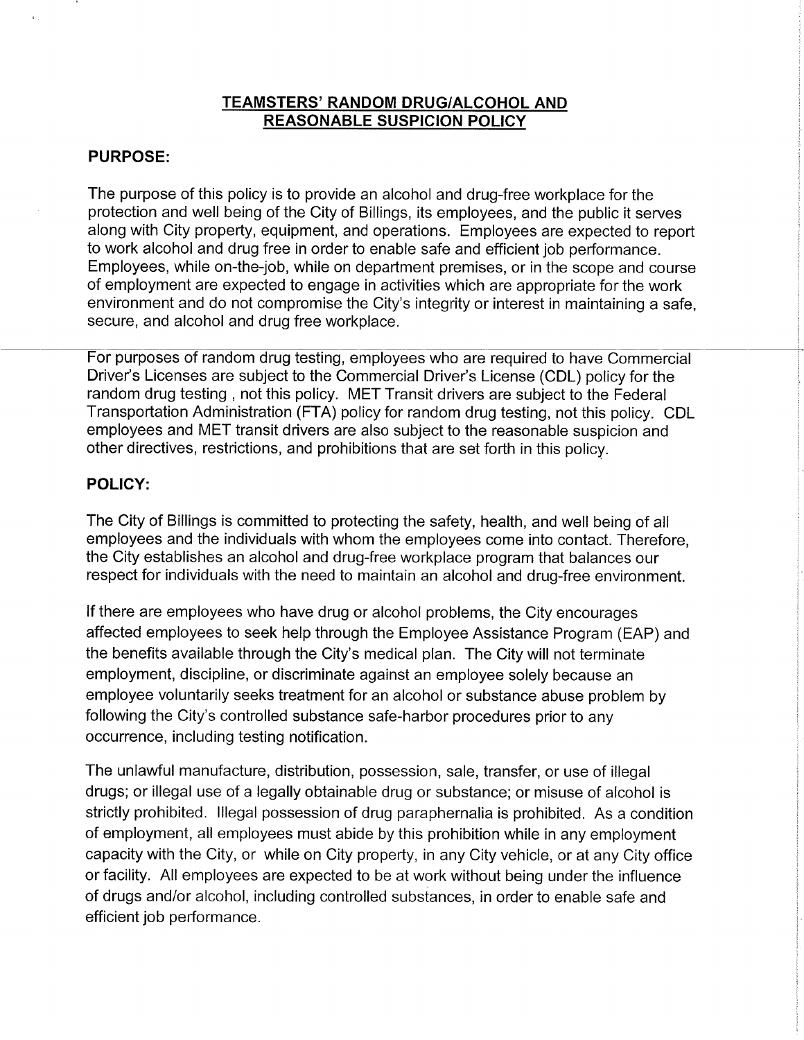## TEAMSTERS' RANDOM DRUG/ALCOHOL AND REASONABLE SUSPICION POLICY

### PURPOSE:

The purpose of this policy is to provide an alcohol and drug-free workplace for the protection and well being of the City of Billings, its employees, and the public it serves along with City property, equipment, and operations. Employees are expected to report to work alcohol and drug free in order to enable safe and efficient job performance. Employees, while on-the-job, while on department premises, or in the scope and course of employment are expected to engage in activities which are appropriate for the work environment and do not compromise the City's integrity or interest in maintaining a safe, secure, and alcohol and drug free workplace.

For purposes of random drug testing, employees who are required to have Commercial Driver's Licenses are subject to the Commercial Driver's License (CDL) policy for the random drug testing , not this policy. MET Transit drivers are subject to the Federal Transportation Administration (FTA) policy for random drug testing, not this policy. CDL employees and MET transit drivers are also subject to the reasonable suspicion and other directives, restrictions, and prohibitions that are set forth in this policy.

### POLICY:

The City of Billings is committed to protecting the safety, health, and well being of all employees and the individuals with whom the employees come into contact. Therefore, the City establishes an alcohol and drug-free workplace program that balances our respect for individuals with the need to maintain an alcohol and drug-free environment.

If there are employees who have drug or alcohol problems, the City encourages affected employees to seek help through the Employee Assistance Program (EAP) and the benefits available through the City's medical plan. The City will not terminate employment, discipline, or discriminate against an employee solely because an employee voluntarily seeks treatment for an alcohol or substance abuse problem by following the City's controlled substance safe-harbor procedures prior to any occurrence, including testing notification.

The unlawful manufacture, distribution, possession, sale, transfer, or use of illegal drugs; or illegal use of a legally obtainable drug or substance; or misuse of alcohol is strictly prohibited. Illegal possession of drug paraphernalia is prohibited. As a condition of employment, all employees must abide by this prohibition while in any employment capacity with the City, or while on City property, in any City vehicle, or at any City office or facility. All employees are expected to be at work without being under the influence of drugs and/or alcohol, including controlled substances, in order to enable safe and efficient job performance.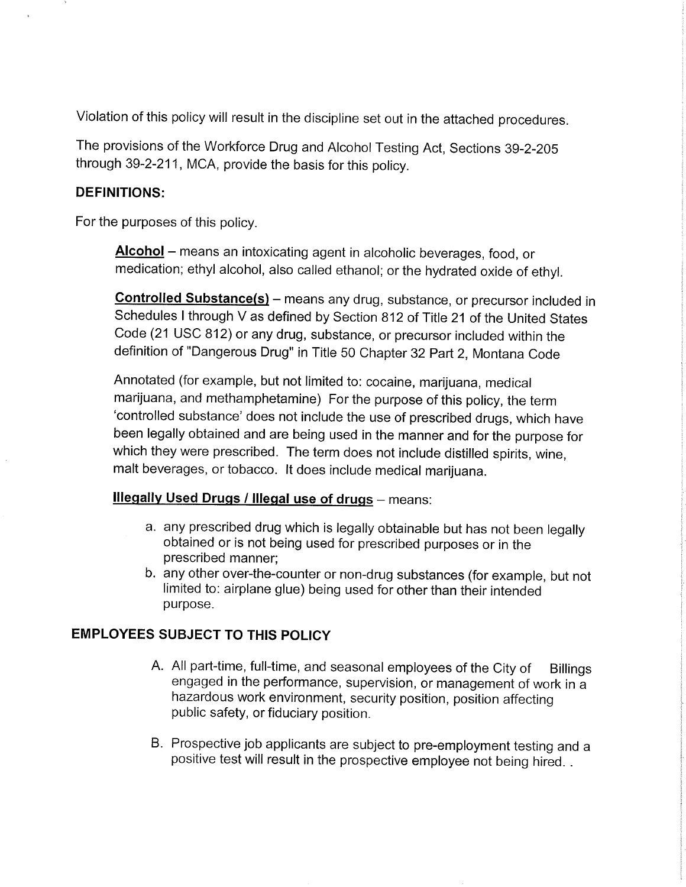Violation of this policy will result in the discipline set out in the attached procedures.

The provisions of the Workforce Drug and Alcohol Testing Act, Sections 39-2-205 through 39-2-211, MCA, provide the basis for this policy.

## DEFINITIONS:

For the purposes of this policy.

**Alcohol** – means an intoxicating agent in alcoholic beverages, food, or medication; ethyl alcohol, also called ethanol; or the hydrated oxide of ethyl.

**Controlled Substance(s)** – means any drug, substance, or precursor included in Schedules I through V as defined by Section 812 of Title 21 of the United States Code (21 USC 812) or any drug, substance, or precursor included within the definition of "Dangerous Drug" in Title 50 Chapter 32 Part 2, Montana Code

Annotated (for example, but not limited to: cocaine, marijuana, medical marijuana, and methamphetamine) For the purpose of this policy, the term 'controlled substance' does not include the use of prescribed drugs, which have been legally obtained and are being used in the manner and for the purpose for which they were prescribed. The term does not include distilled spirits, wine, malt beverages, or tobacco. It does include medical marijuana.

**Illegally Used Drugs / Illegal use of drugs** – means:

a. any prescribed drug which is legally obtainable but has not been legally obtained or is not being used for prescribed purposes or in the prescribed manner;
b. any other over-the-counter or non-drug substances (for example, but not limited to: airplane glue) being used for other than their intended purpose.

## EMPLOYEES SUBJECT TO THIS POLICY

A. All part-time, full-time, and seasonal employees of the City of Billings engaged in the performance, supervision, or management of work in a hazardous work environment, security position, position affecting public safety, or fiduciary position.

B. Prospective job applicants are subject to pre-employment testing and a positive test will result in the prospective employee not being hired. .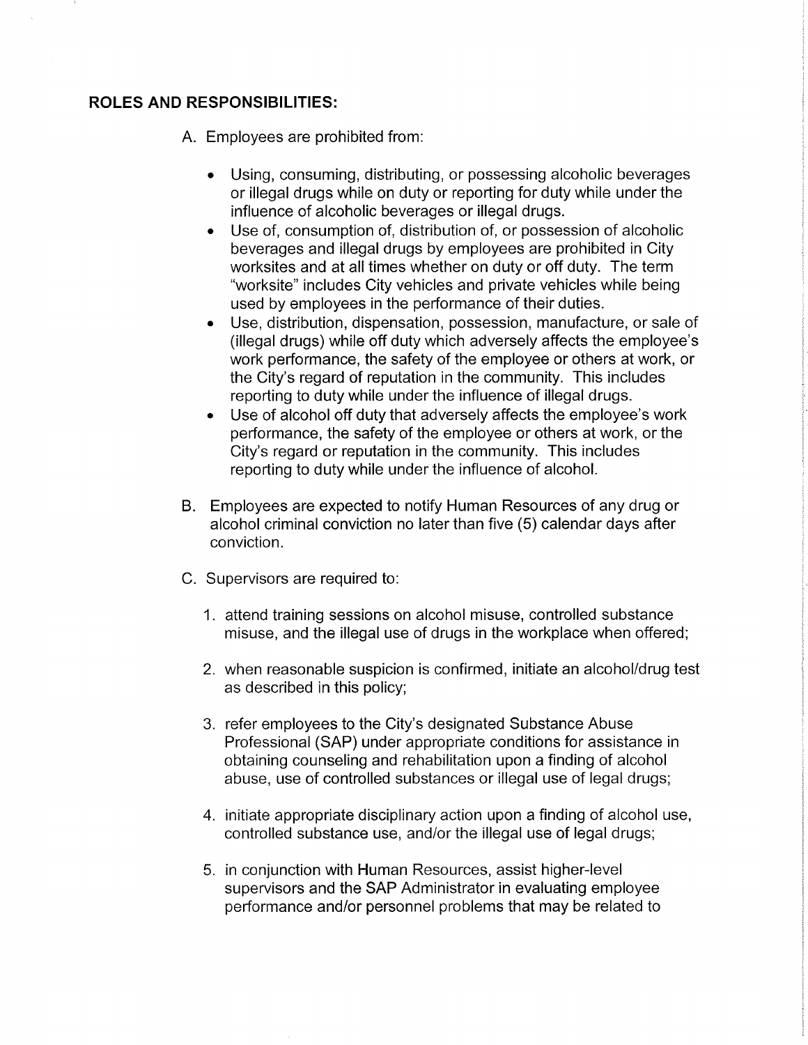**ROLES AND RESPONSIBILITIES:**

A. Employees are prohibited from:

- Using, consuming, distributing, or possessing alcoholic beverages or illegal drugs while on duty or reporting for duty while under the influence of alcoholic beverages or illegal drugs.
- Use of, consumption of, distribution of, or possession of alcoholic beverages and illegal drugs by employees are prohibited in City worksites and at all times whether on duty or off duty. The term "worksite" includes City vehicles and private vehicles while being used by employees in the performance of their duties.
- Use, distribution, dispensation, possession, manufacture, or sale of (illegal drugs) while off duty which adversely affects the employee's work performance, the safety of the employee or others at work, or the City's regard of reputation in the community. This includes reporting to duty while under the influence of illegal drugs.
- Use of alcohol off duty that adversely affects the employee's work performance, the safety of the employee or others at work, or the City's regard or reputation in the community. This includes reporting to duty while under the influence of alcohol.

B. Employees are expected to notify Human Resources of any drug or alcohol criminal conviction no later than five (5) calendar days after conviction.

C. Supervisors are required to:

1. attend training sessions on alcohol misuse, controlled substance misuse, and the illegal use of drugs in the workplace when offered;

2. when reasonable suspicion is confirmed, initiate an alcohol/drug test as described in this policy;

3. refer employees to the City's designated Substance Abuse Professional (SAP) under appropriate conditions for assistance in obtaining counseling and rehabilitation upon a finding of alcohol abuse, use of controlled substances or illegal use of legal drugs;

4. initiate appropriate disciplinary action upon a finding of alcohol use, controlled substance use, and/or the illegal use of legal drugs;

5. in conjunction with Human Resources, assist higher-level supervisors and the SAP Administrator in evaluating employee performance and/or personnel problems that may be related to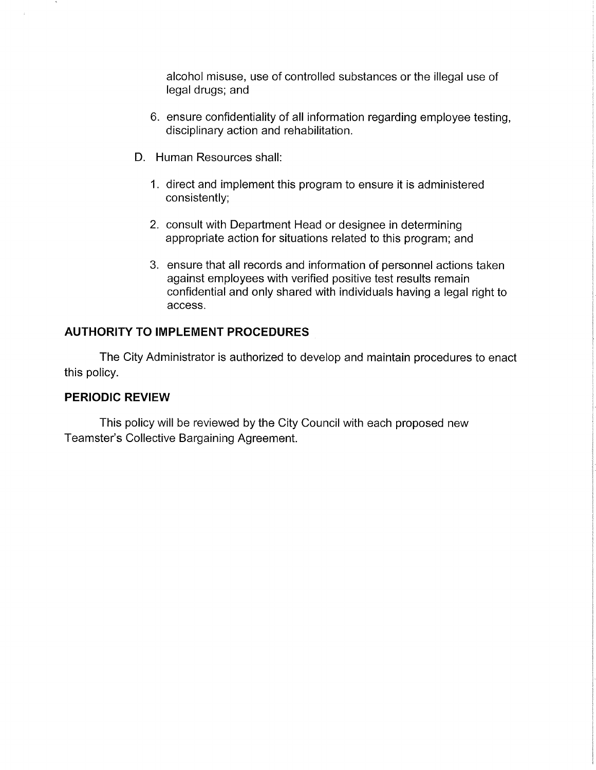alcohol misuse, use of controlled substances or the illegal use of legal drugs; and

6. ensure confidentiality of all information regarding employee testing, disciplinary action and rehabilitation.

D. Human Resources shall:

   1. direct and implement this program to ensure it is administered consistently;

   2. consult with Department Head or designee in determining appropriate action for situations related to this program; and

   3. ensure that all records and information of personnel actions taken against employees with verified positive test results remain confidential and only shared with individuals having a legal right to access.

## AUTHORITY TO IMPLEMENT PROCEDURES

The City Administrator is authorized to develop and maintain procedures to enact this policy.

## PERIODIC REVIEW

This policy will be reviewed by the City Council with each proposed new Teamster's Collective Bargaining Agreement.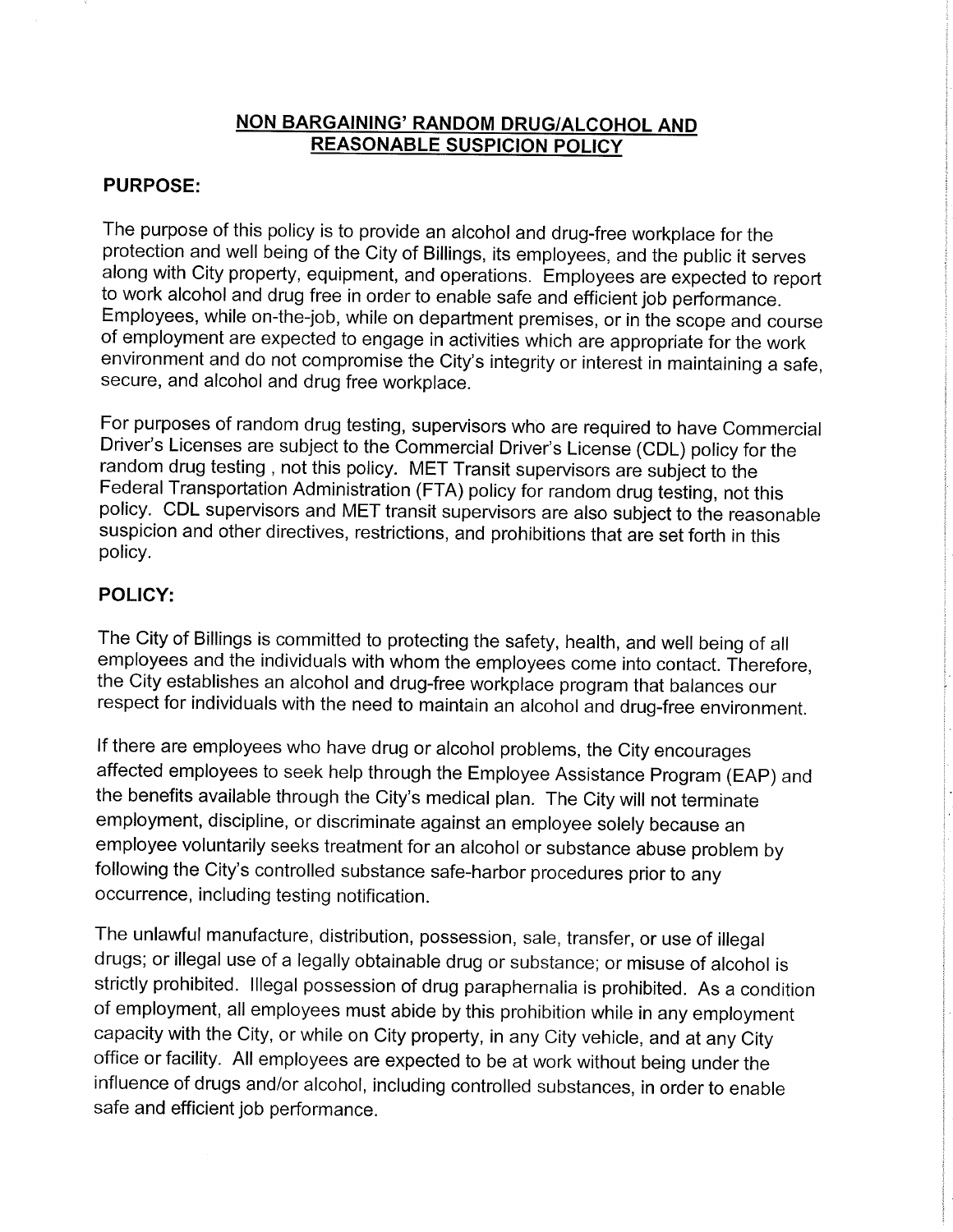## NON BARGAINING' RANDOM DRUG/ALCOHOL AND REASONABLE SUSPICION POLICY

### PURPOSE:

The purpose of this policy is to provide an alcohol and drug-free workplace for the protection and well being of the City of Billings, its employees, and the public it serves along with City property, equipment, and operations. Employees are expected to report to work alcohol and drug free in order to enable safe and efficient job performance. Employees, while on-the-job, while on department premises, or in the scope and course of employment are expected to engage in activities which are appropriate for the work environment and do not compromise the City's integrity or interest in maintaining a safe, secure, and alcohol and drug free workplace.

For purposes of random drug testing, supervisors who are required to have Commercial Driver's Licenses are subject to the Commercial Driver's License (CDL) policy for the random drug testing , not this policy. MET Transit supervisors are subject to the Federal Transportation Administration (FTA) policy for random drug testing, not this policy. CDL supervisors and MET transit supervisors are also subject to the reasonable suspicion and other directives, restrictions, and prohibitions that are set forth in this policy.

### POLICY:

The City of Billings is committed to protecting the safety, health, and well being of all employees and the individuals with whom the employees come into contact. Therefore, the City establishes an alcohol and drug-free workplace program that balances our respect for individuals with the need to maintain an alcohol and drug-free environment.

If there are employees who have drug or alcohol problems, the City encourages affected employees to seek help through the Employee Assistance Program (EAP) and the benefits available through the City's medical plan. The City will not terminate employment, discipline, or discriminate against an employee solely because an employee voluntarily seeks treatment for an alcohol or substance abuse problem by following the City's controlled substance safe-harbor procedures prior to any occurrence, including testing notification.

The unlawful manufacture, distribution, possession, sale, transfer, or use of illegal drugs; or illegal use of a legally obtainable drug or substance; or misuse of alcohol is strictly prohibited. Illegal possession of drug paraphernalia is prohibited. As a condition of employment, all employees must abide by this prohibition while in any employment capacity with the City, or while on City property, in any City vehicle, and at any City office or facility. All employees are expected to be at work without being under the influence of drugs and/or alcohol, including controlled substances, in order to enable safe and efficient job performance.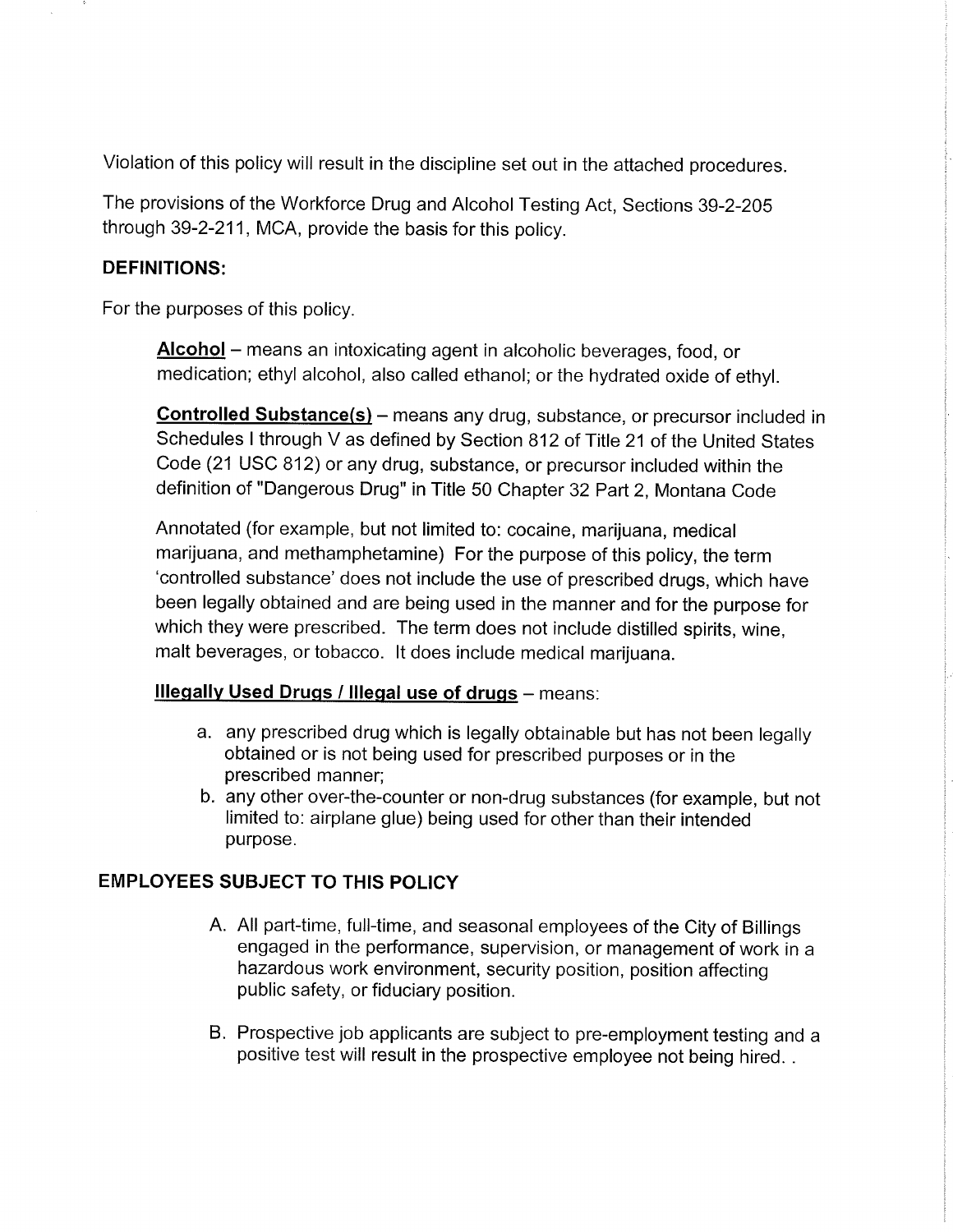Violation of this policy will result in the discipline set out in the attached procedures.

The provisions of the Workforce Drug and Alcohol Testing Act, Sections 39-2-205 through 39-2-211, MCA, provide the basis for this policy.

## DEFINITIONS:

For the purposes of this policy.

> **Alcohol** – means an intoxicating agent in alcoholic beverages, food, or medication; ethyl alcohol, also called ethanol; or the hydrated oxide of ethyl.
>
> **Controlled Substance(s)** – means any drug, substance, or precursor included in Schedules I through V as defined by Section 812 of Title 21 of the United States Code (21 USC 812) or any drug, substance, or precursor included within the definition of "Dangerous Drug" in Title 50 Chapter 32 Part 2, Montana Code
>
> Annotated (for example, but not limited to: cocaine, marijuana, medical marijuana, and methamphetamine) For the purpose of this policy, the term 'controlled substance' does not include the use of prescribed drugs, which have been legally obtained and are being used in the manner and for the purpose for which they were prescribed. The term does not include distilled spirits, wine, malt beverages, or tobacco. It does include medical marijuana.
>
> **Illegally Used Drugs / Illegal use of drugs** – means:
>
> a. any prescribed drug which is legally obtainable but has not been legally obtained or is not being used for prescribed purposes or in the prescribed manner;
> b. any other over-the-counter or non-drug substances (for example, but not limited to: airplane glue) being used for other than their intended purpose.

## EMPLOYEES SUBJECT TO THIS POLICY

A. All part-time, full-time, and seasonal employees of the City of Billings engaged in the performance, supervision, or management of work in a hazardous work environment, security position, position affecting public safety, or fiduciary position.

B. Prospective job applicants are subject to pre-employment testing and a positive test will result in the prospective employee not being hired. .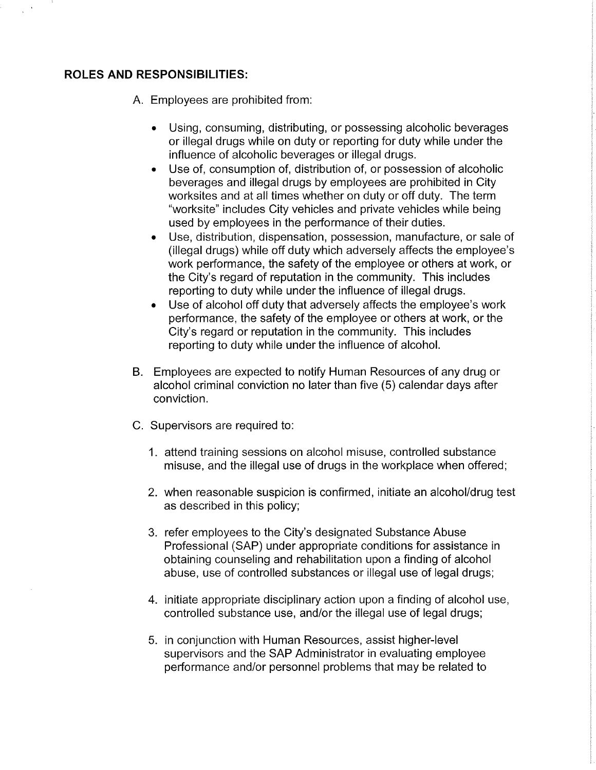**ROLES AND RESPONSIBILITIES:**

A. Employees are prohibited from:

- Using, consuming, distributing, or possessing alcoholic beverages or illegal drugs while on duty or reporting for duty while under the influence of alcoholic beverages or illegal drugs.
- Use of, consumption of, distribution of, or possession of alcoholic beverages and illegal drugs by employees are prohibited in City worksites and at all times whether on duty or off duty. The term "worksite" includes City vehicles and private vehicles while being used by employees in the performance of their duties.
- Use, distribution, dispensation, possession, manufacture, or sale of (illegal drugs) while off duty which adversely affects the employee's work performance, the safety of the employee or others at work, or the City's regard of reputation in the community. This includes reporting to duty while under the influence of illegal drugs.
- Use of alcohol off duty that adversely affects the employee's work performance, the safety of the employee or others at work, or the City's regard or reputation in the community. This includes reporting to duty while under the influence of alcohol.

B. Employees are expected to notify Human Resources of any drug or alcohol criminal conviction no later than five (5) calendar days after conviction.

C. Supervisors are required to:

1. attend training sessions on alcohol misuse, controlled substance misuse, and the illegal use of drugs in the workplace when offered;

2. when reasonable suspicion is confirmed, initiate an alcohol/drug test as described in this policy;

3. refer employees to the City's designated Substance Abuse Professional (SAP) under appropriate conditions for assistance in obtaining counseling and rehabilitation upon a finding of alcohol abuse, use of controlled substances or illegal use of legal drugs;

4. initiate appropriate disciplinary action upon a finding of alcohol use, controlled substance use, and/or the illegal use of legal drugs;

5. in conjunction with Human Resources, assist higher-level supervisors and the SAP Administrator in evaluating employee performance and/or personnel problems that may be related to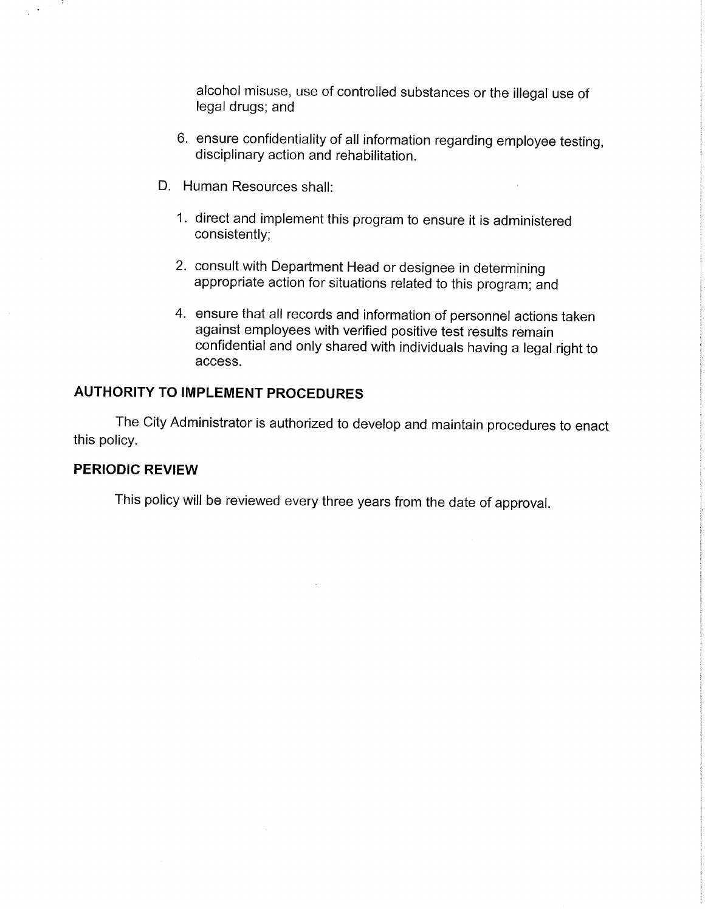alcohol misuse, use of controlled substances or the illegal use of legal drugs; and

6. ensure confidentiality of all information regarding employee testing, disciplinary action and rehabilitation.

D. Human Resources shall:

1. direct and implement this program to ensure it is administered consistently;

2. consult with Department Head or designee in determining appropriate action for situations related to this program; and

4. ensure that all records and information of personnel actions taken against employees with verified positive test results remain confidential and only shared with individuals having a legal right to access.

## AUTHORITY TO IMPLEMENT PROCEDURES

The City Administrator is authorized to develop and maintain procedures to enact this policy.

## PERIODIC REVIEW

This policy will be reviewed every three years from the date of approval.